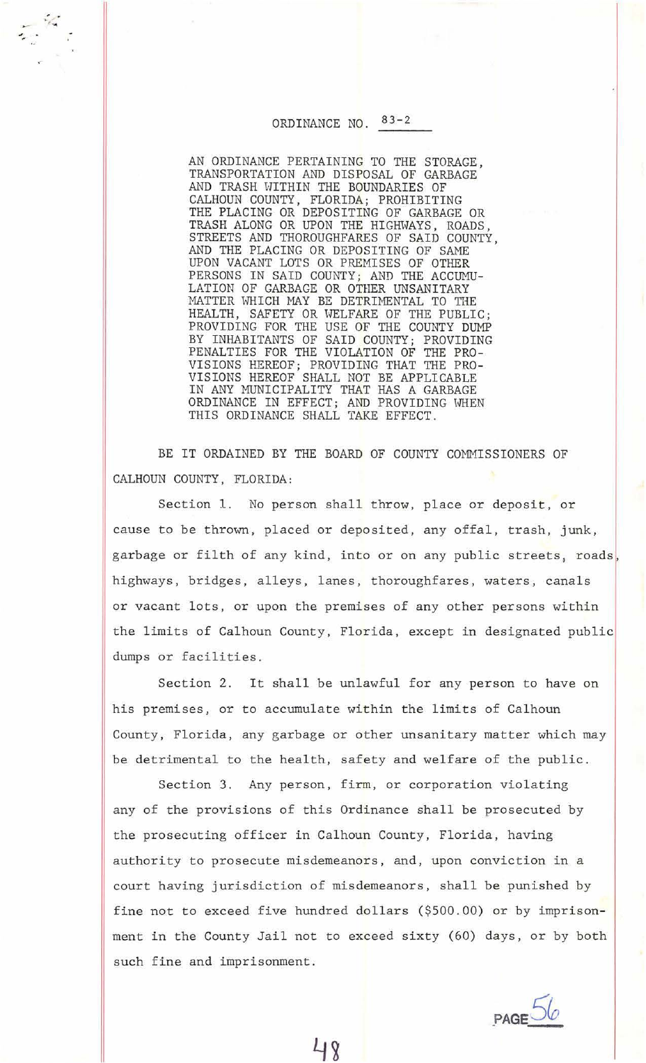# ORDINANCE NO. 83-2

AN ORDINANCE PERTAINING TO THE STORAGE, TRANSPORTATION AND DISPOSAL OF GARBAGE AND TRASH WITHIN THE BOUNDARIES OF CALHOUN COUNTY, FLORIDA; PROHIBITING THE PLACING OR DEPOSITING OF GARBAGE OR TRASH ALONG OR UPON THE HIGHWAYS, ROADS, STREETS AND THOROUGHFARES OF SAID COUNTY, AND THE PLACING OR DEPOSITING OF SAME UPON VACANT LOTS OR PREMISES OF OTHER PERSONS IN SAID COUNTY; AND THE ACCUMULATION OF GARBAGE OR OTHER UNSANITARY MATTER WHICH MAY BE DETRIMENTAL TO THE HEALTH, SAFETY OR WELFARE OF THE PUBLIC; PROVIDING FOR THE USE OF THE COUNTY DUMP BY INHABITANTS OF SAID COUNTY; PROVIDING PENALTIES FOR THE VIOLATION OF THE PROVISIONS HEREOF; PROVIDING THAT THE PROVISIONS HEREOF SHALL NOT BE APPLICABLE IN ANY MUNICIPALITY THAT HAS A GARBAGE ORDINANCE IN EFFECT; AND PROVIDING WHEN THIS ORDINANCE SHALL TAKE EFFECT.

BE IT ORDAINED BY THE BOARD OF COUNTY COMMISSIONERS OF CALHOUN COUNTY, FLORIDA:

Section 1. No person shall throw, place or deposit, or cause to be thrown, placed or deposited, any offal, trash, junk, garbage or filth of any kind, into or on any public streets, roads, highways, bridges, alleys, lanes, thoroughfares, waters, canals or vacant lots, or upon the premises of any other persons within the limits of Calhoun County, Florida, except in designated public dumps or facilities.

Section 2. It shall be unlawful for any person to have on his premises, or to accumulate within the limits of Calhoun County, Florida, any garbage or other unsanitary matter which may be detrimental to the health, safety and welfare of the public.

Section 3. Any person, firm, or corporation violating any of the provisions of this Ordinance shall be prosecuted by the prosecuting officer in Calhoun County, Florida, having authority to prosecute misdemeanors, and, upon conviction in a court having jurisdiction of misdemeanors, shall be punished by fine not to exceed five hundred dollars ($500.00) or by imprisonment in the County Jail not to exceed sixty (60) days, or by both such fine and imprisonment.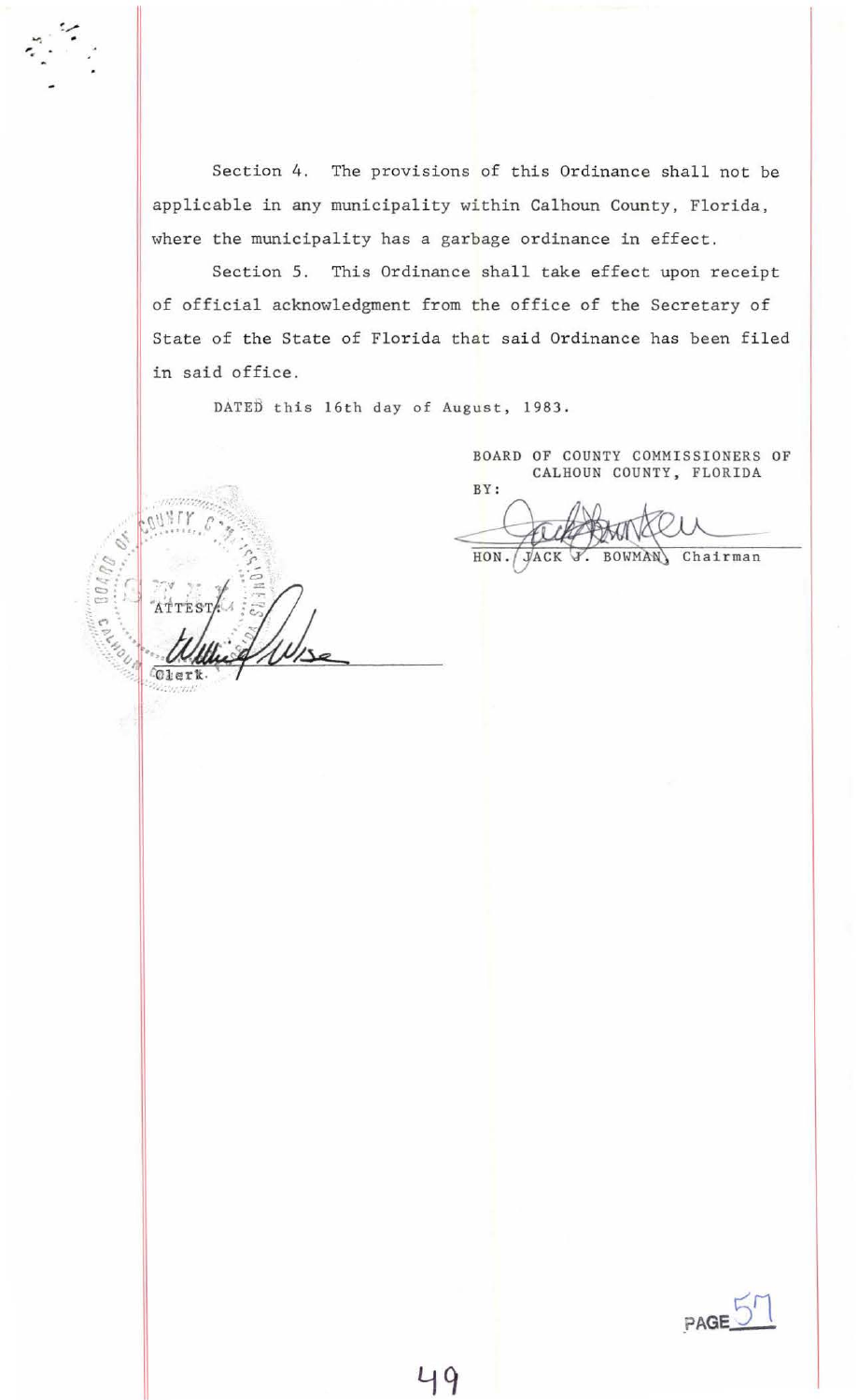Section 4. The provisions of this Ordinance shall not be applicable in any municipality within Calhoun County, Florida, where the municipality has a garbage ordinance in effect.

Section 5. This Ordinance shall take effect upon receipt of official acknowledgment from the office of the Secretary of State of the State of Florida that said Ordinance has been filed in said office.

DATED this 16th day of August, 1983.

BOARD OF COUNTY COMMISSIONERS OF CALHOUN COUNTY, FLORIDA

BY:

HON. JACK J. BOWMAN, Chairman

ATTEST:

Clerk